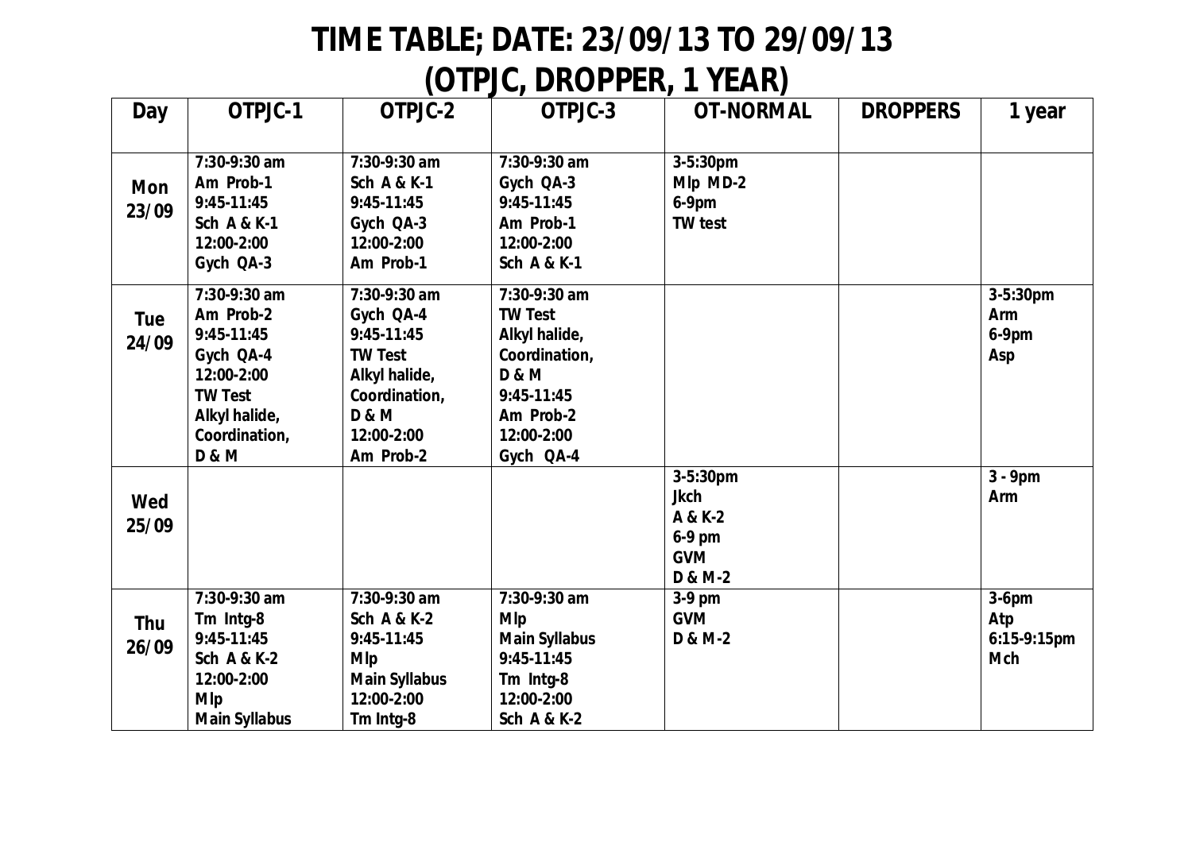# TIME TABLE; DATE: 23/09/13 TO 29/09/13
# (OTPJC, DROPPER, 1 YEAR)

| Day | OTPJC-1 | OTPJC-2 | OTPJC-3 | OT-NORMAL | DROPPERS | 1 year |
|---|---|---|---|---|---|---|
| Mon 23/09 | 7:30-9:30 am Am Prob-1 9:45-11:45 Sch A & K-1 12:00-2:00 Gych QA-3 | 7:30-9:30 am Sch A & K-1 9:45-11:45 Gych QA-3 12:00-2:00 Am Prob-1 | 7:30-9:30 am Gych QA-3 9:45-11:45 Am Prob-1 12:00-2:00 Sch A & K-1 | 3-5:30pm Mlp MD-2 6-9pm TW test | | |
| Tue 24/09 | 7:30-9:30 am Am Prob-2 9:45-11:45 Gych QA-4 12:00-2:00 TW Test Alkyl halide, Coordination, D & M | 7:30-9:30 am Gych QA-4 9:45-11:45 TW Test Alkyl halide, Coordination, D & M 12:00-2:00 Am Prob-2 | 7:30-9:30 am TW Test Alkyl halide, Coordination, D & M 9:45-11:45 Am Prob-2 12:00-2:00 Gych QA-4 | | | 3-5:30pm Arm 6-9pm Asp |
| Wed 25/09 | | | | 3-5:30pm Jkch A & K-2 6-9 pm GVM D & M-2 | | 3 - 9pm Arm |
| Thu 26/09 | 7:30-9:30 am Tm Intg-8 9:45-11:45 Sch A & K-2 12:00-2:00 Mlp Main Syllabus | 7:30-9:30 am Sch A & K-2 9:45-11:45 Mlp Main Syllabus 12:00-2:00 Tm Intg-8 | 7:30-9:30 am Mlp Main Syllabus 9:45-11:45 Tm Intg-8 12:00-2:00 Sch A & K-2 | 3-9 pm GVM D & M-2 | | 3-6pm Atp 6:15-9:15pm Mch |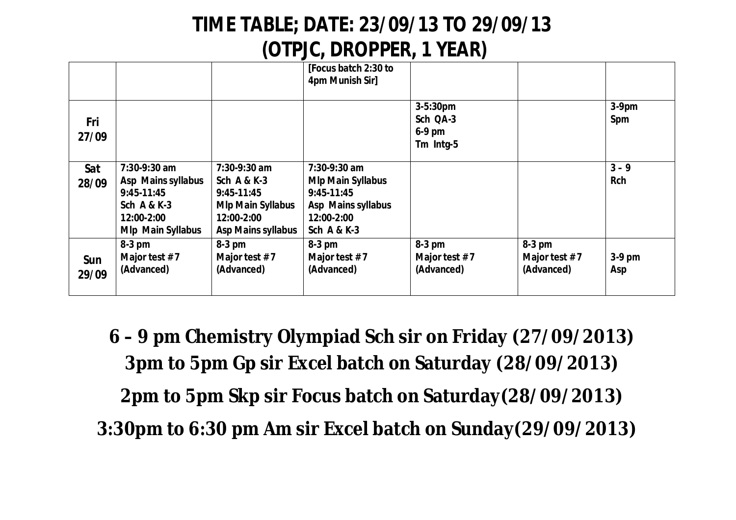# TIME TABLE; DATE: 23/09/13 TO 29/09/13
## (OTPJC, DROPPER, 1 YEAR)

| | | | | | | |
|---|---|---|---|---|---|---|
| | | | [Focus batch 2:30 to 4pm Munish Sir] | | | |
| Fri 27/09 | | | | 3-5:30pm Sch QA-3 6-9 pm Tm Intg-5 | | 3-9pm Spm |
| Sat 28/09 | 7:30-9:30 am Asp Mains syllabus 9:45-11:45 Sch A & K-3 12:00-2:00 Mlp Main Syllabus | 7:30-9:30 am Sch A & K-3 9:45-11:45 Mlp Main Syllabus 12:00-2:00 Asp Mains syllabus | 7:30-9:30 am Mlp Main Syllabus 9:45-11:45 Asp Mains syllabus 12:00-2:00 Sch A & K-3 | | | 3 – 9 Rch |
| Sun 29/09 | 8-3 pm Major test # 7 (Advanced) | 8-3 pm Major test # 7 (Advanced) | 8-3 pm Major test # 7 (Advanced) | 8-3 pm Major test # 7 (Advanced) | 8-3 pm Major test # 7 (Advanced) | 3-9 pm Asp |

**6 – 9 pm Chemistry Olympiad Sch sir on Friday (27/09/2013)**

**3pm to 5pm Gp sir Excel batch on Saturday (28/09/2013)**

**2pm to 5pm Skp sir Focus batch on Saturday(28/09/2013)**

**3:30pm to 6:30 pm Am sir Excel batch on Sunday(29/09/2013)**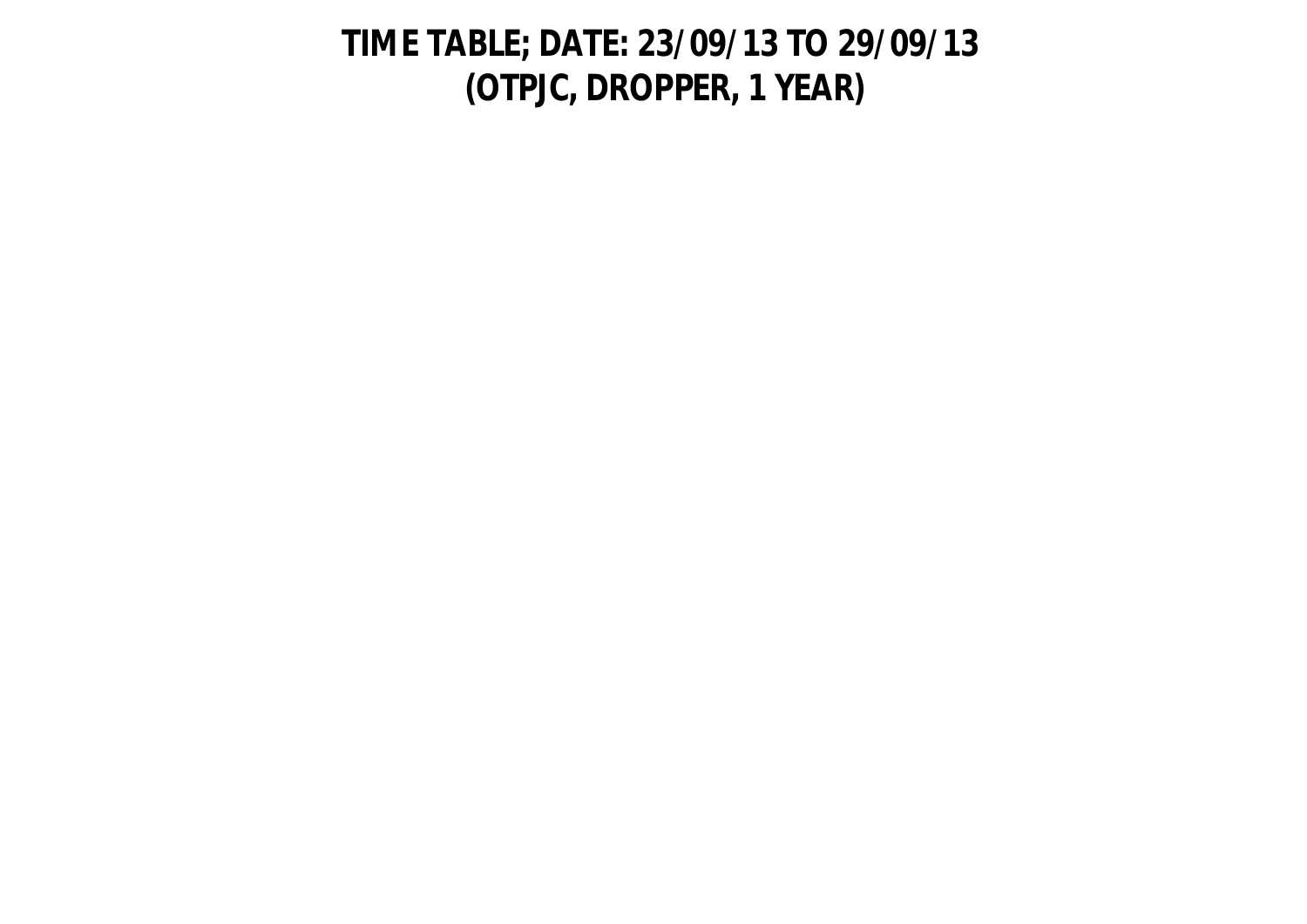# TIME TABLE; DATE: 23/09/13 TO 29/09/13
# (OTPJC, DROPPER, 1 YEAR)